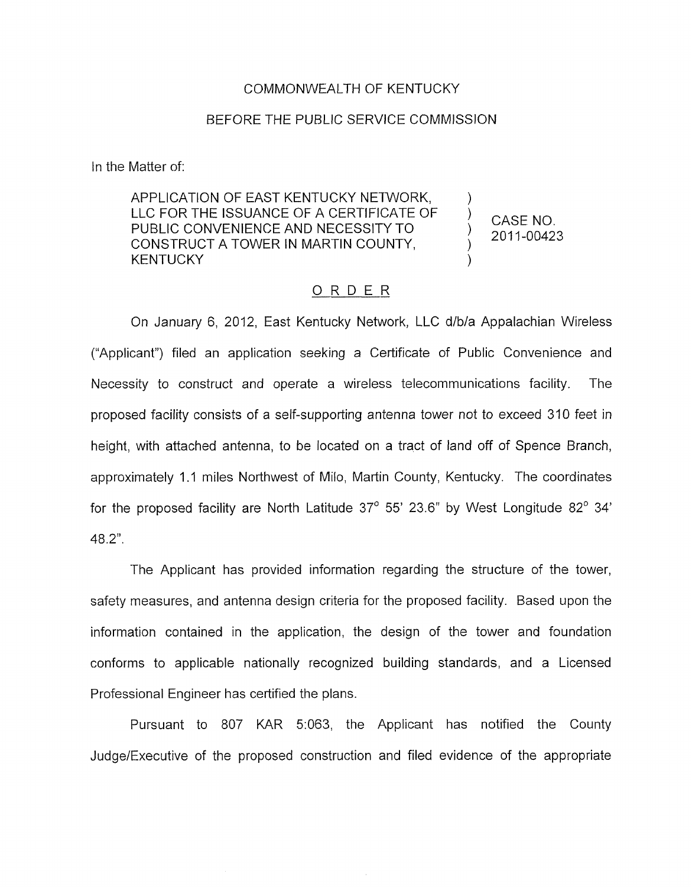COMMONWEALTH OF KENTUCKY

BEFORE THE PUBLIC SERVICE COMMISSION

In the Matter of:

| | | |
|---|---|---|
| APPLICATION OF EAST KENTUCKY NETWORK, LLC FOR THE ISSUANCE OF A CERTIFICATE OF PUBLIC CONVENIENCE AND NECESSITY TO CONSTRUCT A TOWER IN MARTIN COUNTY, KENTUCKY | ) ) ) ) ) | CASE NO. 2011-00423 |

## ORDER

On January 6, 2012, East Kentucky Network, LLC d/b/a Appalachian Wireless ("Applicant") filed an application seeking a Certificate of Public Convenience and Necessity to construct and operate a wireless telecommunications facility. The proposed facility consists of a self-supporting antenna tower not to exceed 310 feet in height, with attached antenna, to be located on a tract of land off of Spence Branch, approximately 1.1 miles Northwest of Milo, Martin County, Kentucky. The coordinates for the proposed facility are North Latitude 37° 55' 23.6" by West Longitude 82° 34' 48.2".

The Applicant has provided information regarding the structure of the tower, safety measures, and antenna design criteria for the proposed facility. Based upon the information contained in the application, the design of the tower and foundation conforms to applicable nationally recognized building standards, and a Licensed Professional Engineer has certified the plans.

Pursuant to 807 KAR 5:063, the Applicant has notified the County Judge/Executive of the proposed construction and filed evidence of the appropriate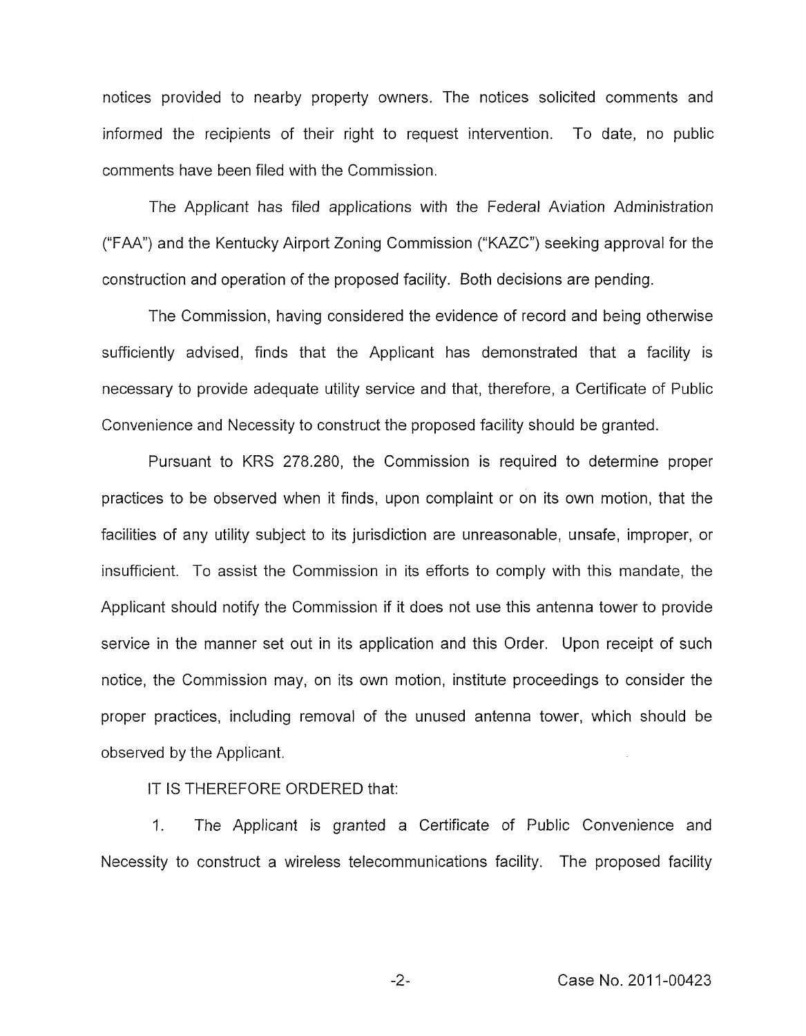notices provided to nearby property owners. The notices solicited comments and informed the recipients of their right to request intervention. To date, no public comments have been filed with the Commission.

The Applicant has filed applications with the Federal Aviation Administration ("FAA") and the Kentucky Airport Zoning Commission ("KAZC") seeking approval for the construction and operation of the proposed facility. Both decisions are pending.

The Commission, having considered the evidence of record and being otherwise sufficiently advised, finds that the Applicant has demonstrated that a facility is necessary to provide adequate utility service and that, therefore, a Certificate of Public Convenience and Necessity to construct the proposed facility should be granted.

Pursuant to KRS 278.280, the Commission is required to determine proper practices to be observed when it finds, upon complaint or on its own motion, that the facilities of any utility subject to its jurisdiction are unreasonable, unsafe, improper, or insufficient. To assist the Commission in its efforts to comply with this mandate, the Applicant should notify the Commission if it does not use this antenna tower to provide service in the manner set out in its application and this Order. Upon receipt of such notice, the Commission may, on its own motion, institute proceedings to consider the proper practices, including removal of the unused antenna tower, which should be observed by the Applicant.

IT IS THEREFORE ORDERED that:

1. The Applicant is granted a Certificate of Public Convenience and Necessity to construct a wireless telecommunications facility. The proposed facility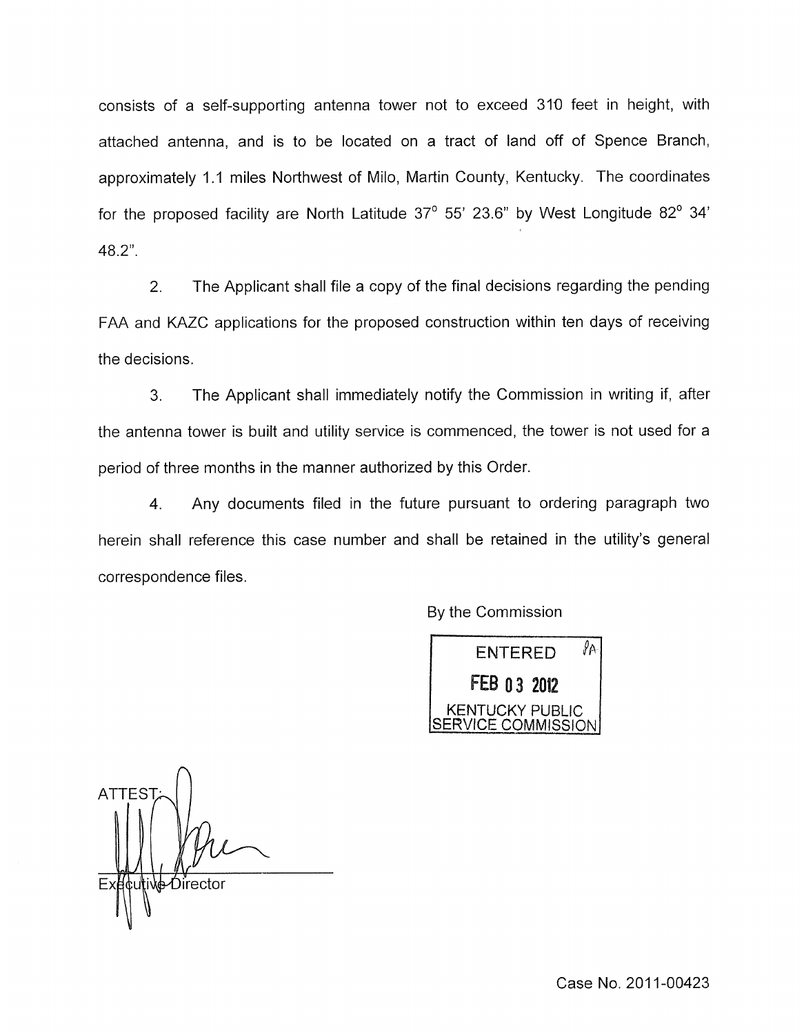consists of a self-supporting antenna tower not to exceed 310 feet in height, with attached antenna, and is to be located on a tract of land off of Spence Branch, approximately 1.1 miles Northwest of Milo, Martin County, Kentucky. The coordinates for the proposed facility are North Latitude 37° 55' 23.6" by West Longitude 82° 34' 48.2".

2. The Applicant shall file a copy of the final decisions regarding the pending FAA and KAZC applications for the proposed construction within ten days of receiving the decisions.

3. The Applicant shall immediately notify the Commission in writing if, after the antenna tower is built and utility service is commenced, the tower is not used for a period of three months in the manner authorized by this Order.

4. Any documents filed in the future pursuant to ordering paragraph two herein shall reference this case number and shall be retained in the utility's general correspondence files.

By the Commission

ENTERED
FEB 03 2012
KENTUCKY PUBLIC SERVICE COMMISSION

ATTEST:

Executive Director

Case No. 2011-00423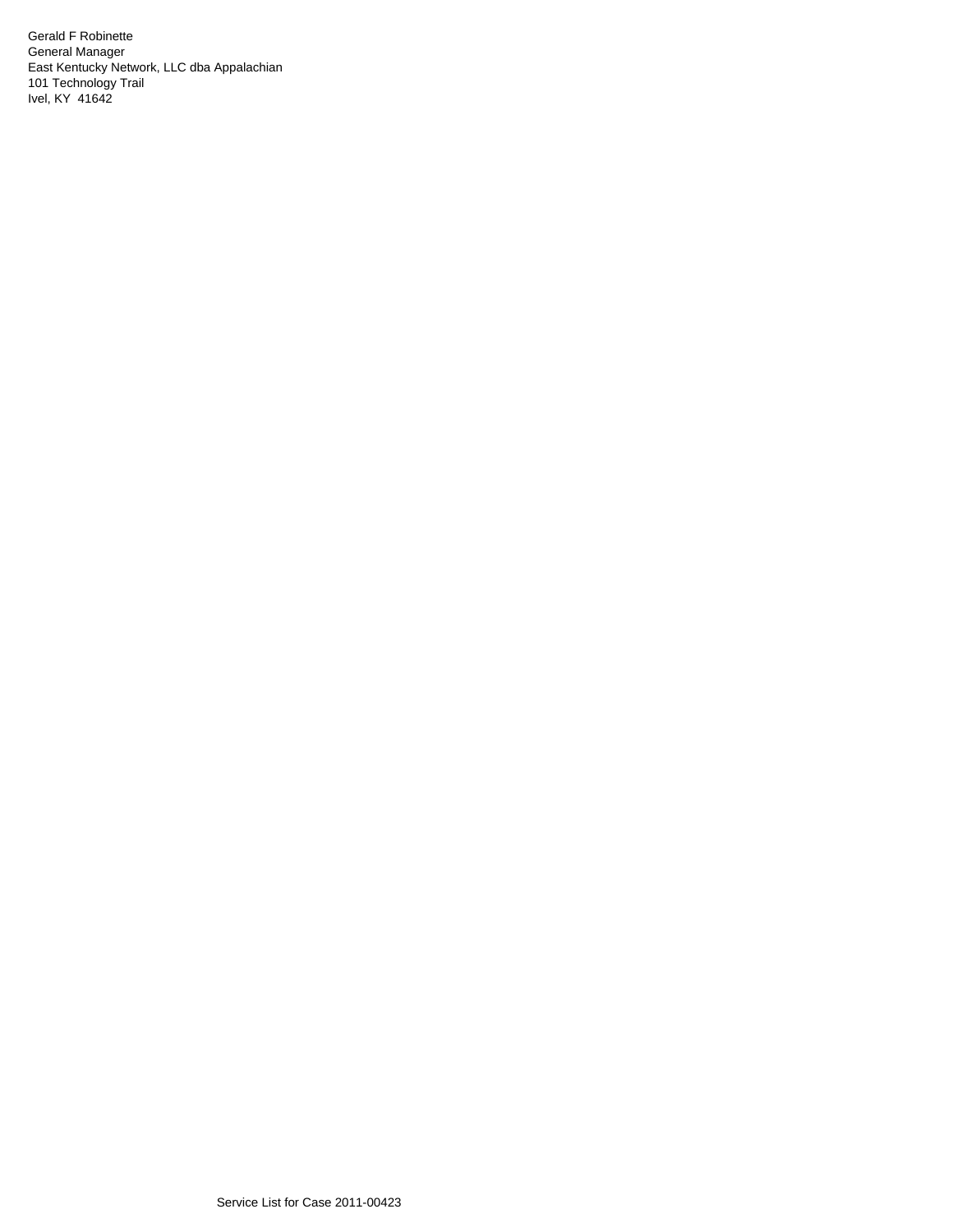Gerald F Robinette
General Manager
East Kentucky Network, LLC dba Appalachian
101 Technology Trail
Ivel, KY  41642